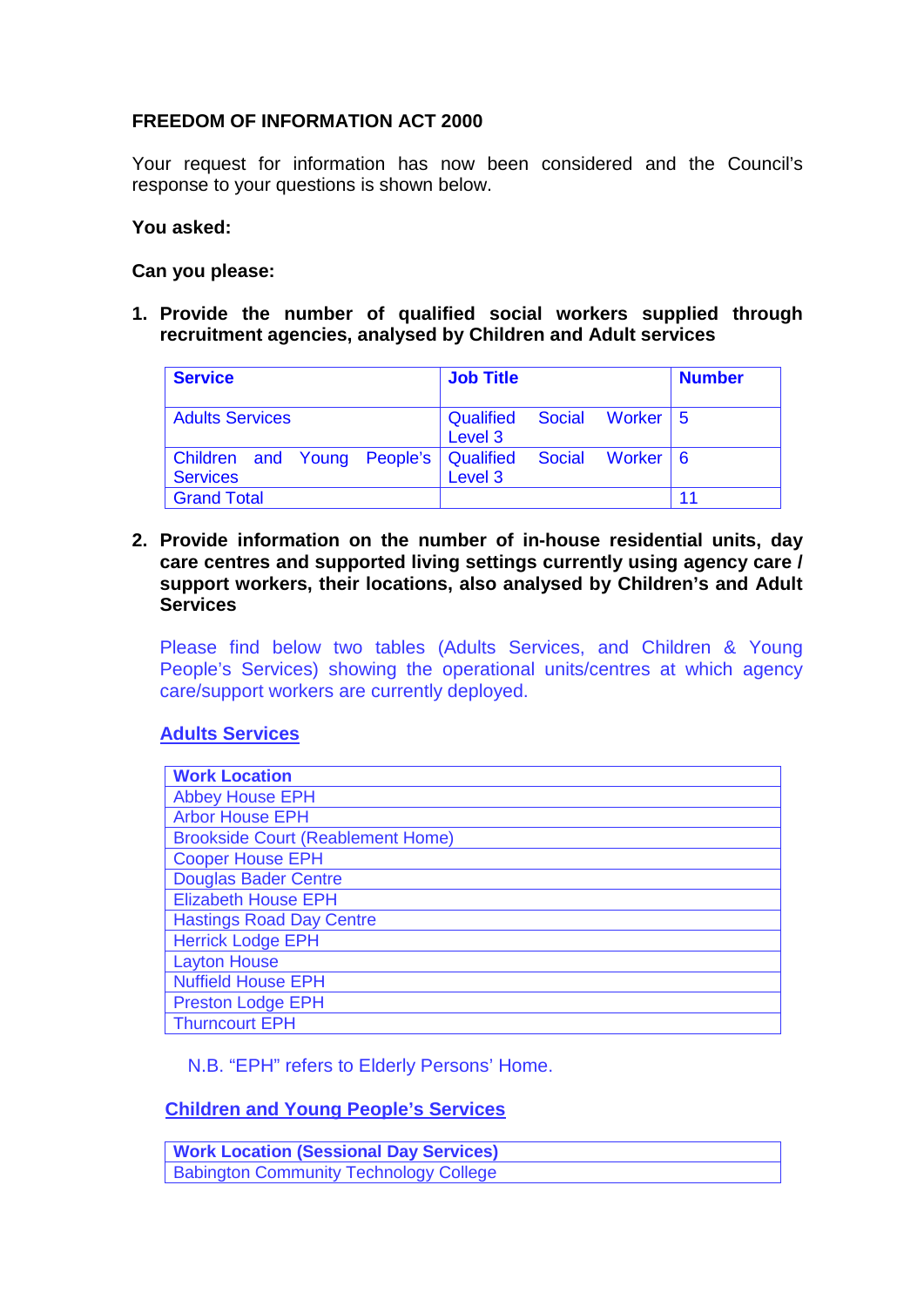**FREEDOM OF INFORMATION ACT 2000**

Your request for information has now been considered and the Council's response to your questions is shown below.

**You asked:**

**Can you please:**

1. **Provide the number of qualified social workers supplied through recruitment agencies, analysed by Children and Adult services**

| Service | Job Title | Number |
|---|---|---|
| Adults Services | Qualified Social Worker Level 3 | 5 |
| Children and Young People's Services | Qualified Social Worker Level 3 | 6 |
| Grand Total | | 11 |

2. **Provide information on the number of in-house residential units, day care centres and supported living settings currently using agency care / support workers, their locations, also analysed by Children's and Adult Services**

Please find below two tables (Adults Services, and Children & Young People's Services) showing the operational units/centres at which agency care/support workers are currently deployed.

**Adults Services**

| Work Location |
|---|
| Abbey House EPH |
| Arbor House EPH |
| Brookside Court (Reablement Home) |
| Cooper House EPH |
| Douglas Bader Centre |
| Elizabeth House EPH |
| Hastings Road Day Centre |
| Herrick Lodge EPH |
| Layton House |
| Nuffield House EPH |
| Preston Lodge EPH |
| Thurncourt EPH |

N.B. "EPH" refers to Elderly Persons' Home.

**Children and Young People's Services**

| Work Location (Sessional Day Services) |
|---|
| Babington Community Technology College |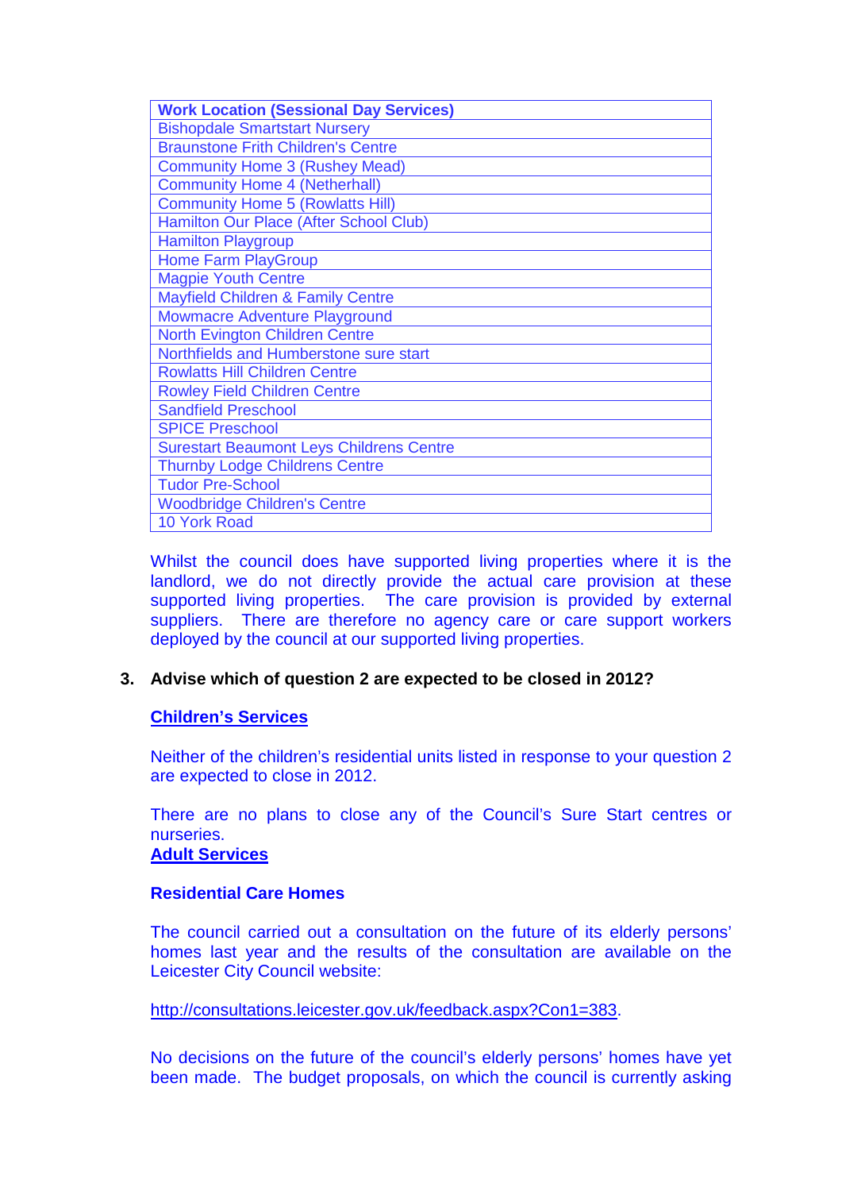| Work Location (Sessional Day Services) |
| --- |
| Bishopdale Smartstart Nursery |
| Braunstone Frith Children's Centre |
| Community Home 3 (Rushey Mead) |
| Community Home 4 (Netherhall) |
| Community Home 5 (Rowlatts Hill) |
| Hamilton Our Place (After School Club) |
| Hamilton Playgroup |
| Home Farm PlayGroup |
| Magpie Youth Centre |
| Mayfield Children & Family Centre |
| Mowmacre Adventure Playground |
| North Evington Children Centre |
| Northfields and Humberstone sure start |
| Rowlatts Hill Children Centre |
| Rowley Field Children Centre |
| Sandfield Preschool |
| SPICE Preschool |
| Surestart Beaumont Leys Childrens Centre |
| Thurnby Lodge Childrens Centre |
| Tudor Pre-School |
| Woodbridge Children's Centre |
| 10 York Road |

Whilst the council does have supported living properties where it is the landlord, we do not directly provide the actual care provision at these supported living properties. The care provision is provided by external suppliers. There are therefore no agency care or care support workers deployed by the council at our supported living properties.

**3. Advise which of question 2 are expected to be closed in 2012?**

**Children's Services**

Neither of the children's residential units listed in response to your question 2 are expected to close in 2012.

There are no plans to close any of the Council's Sure Start centres or nurseries.

**Adult Services**

**Residential Care Homes**

The council carried out a consultation on the future of its elderly persons' homes last year and the results of the consultation are available on the Leicester City Council website:

http://consultations.leicester.gov.uk/feedback.aspx?Con1=383.

No decisions on the future of the council's elderly persons' homes have yet been made. The budget proposals, on which the council is currently asking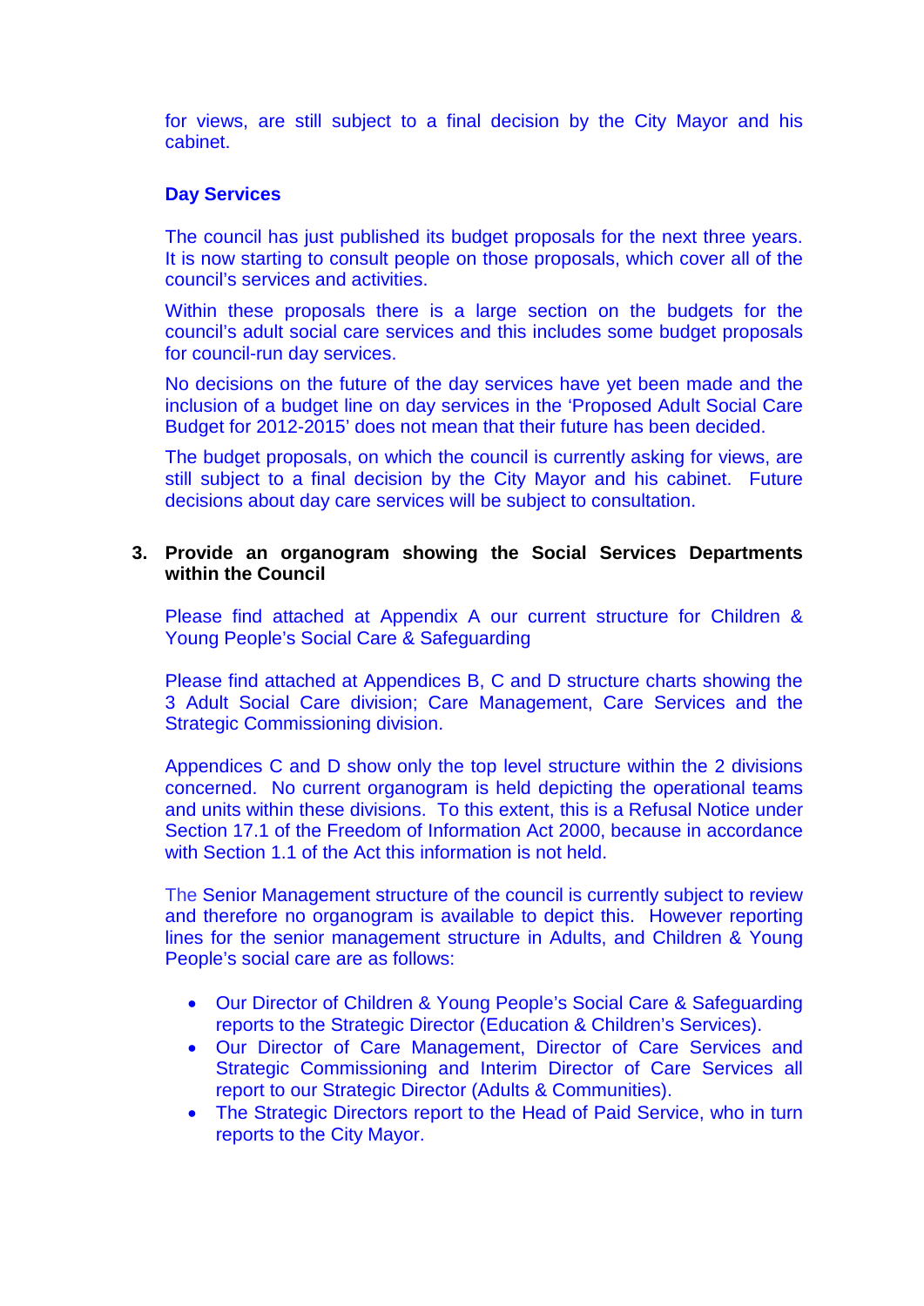for views, are still subject to a final decision by the City Mayor and his cabinet.

**Day Services**

The council has just published its budget proposals for the next three years. It is now starting to consult people on those proposals, which cover all of the council's services and activities.

Within these proposals there is a large section on the budgets for the council's adult social care services and this includes some budget proposals for council-run day services.

No decisions on the future of the day services have yet been made and the inclusion of a budget line on day services in the 'Proposed Adult Social Care Budget for 2012-2015' does not mean that their future has been decided.

The budget proposals, on which the council is currently asking for views, are still subject to a final decision by the City Mayor and his cabinet. Future decisions about day care services will be subject to consultation.

**3. Provide an organogram showing the Social Services Departments within the Council**

Please find attached at Appendix A our current structure for Children & Young People's Social Care & Safeguarding

Please find attached at Appendices B, C and D structure charts showing the 3 Adult Social Care division; Care Management, Care Services and the Strategic Commissioning division.

Appendices C and D show only the top level structure within the 2 divisions concerned. No current organogram is held depicting the operational teams and units within these divisions. To this extent, this is a Refusal Notice under Section 17.1 of the Freedom of Information Act 2000, because in accordance with Section 1.1 of the Act this information is not held.

The Senior Management structure of the council is currently subject to review and therefore no organogram is available to depict this. However reporting lines for the senior management structure in Adults, and Children & Young People's social care are as follows:

- Our Director of Children & Young People's Social Care & Safeguarding reports to the Strategic Director (Education & Children's Services).
- Our Director of Care Management, Director of Care Services and Strategic Commissioning and Interim Director of Care Services all report to our Strategic Director (Adults & Communities).
- The Strategic Directors report to the Head of Paid Service, who in turn reports to the City Mayor.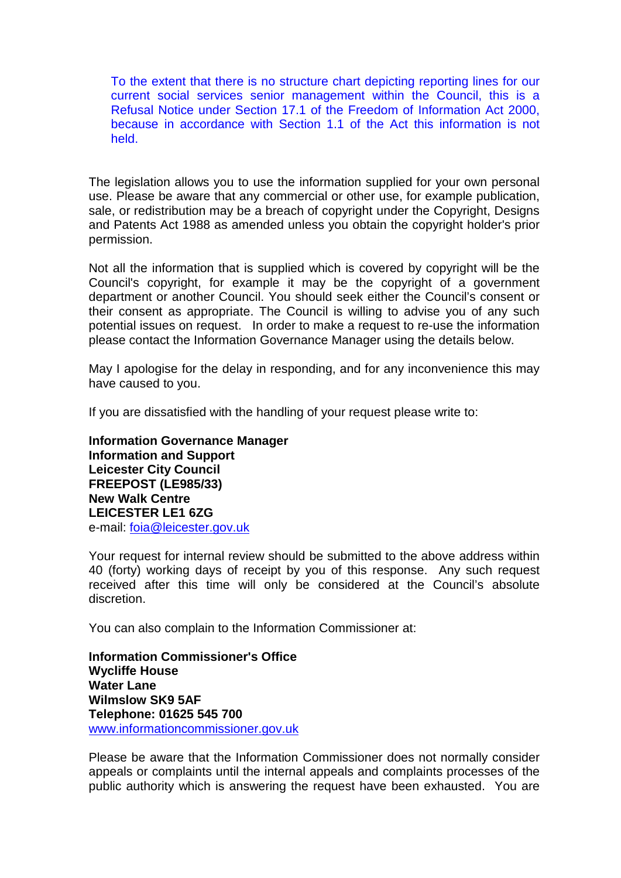To the extent that there is no structure chart depicting reporting lines for our current social services senior management within the Council, this is a Refusal Notice under Section 17.1 of the Freedom of Information Act 2000, because in accordance with Section 1.1 of the Act this information is not held.

The legislation allows you to use the information supplied for your own personal use. Please be aware that any commercial or other use, for example publication, sale, or redistribution may be a breach of copyright under the Copyright, Designs and Patents Act 1988 as amended unless you obtain the copyright holder's prior permission.

Not all the information that is supplied which is covered by copyright will be the Council's copyright, for example it may be the copyright of a government department or another Council. You should seek either the Council's consent or their consent as appropriate. The Council is willing to advise you of any such potential issues on request. In order to make a request to re-use the information please contact the Information Governance Manager using the details below.

May I apologise for the delay in responding, and for any inconvenience this may have caused to you.

If you are dissatisfied with the handling of your request please write to:

**Information Governance Manager**
**Information and Support**
**Leicester City Council**
**FREEPOST (LE985/33)**
**New Walk Centre**
**LEICESTER LE1 6ZG**
e-mail: foia@leicester.gov.uk

Your request for internal review should be submitted to the above address within 40 (forty) working days of receipt by you of this response. Any such request received after this time will only be considered at the Council's absolute discretion.

You can also complain to the Information Commissioner at:

**Information Commissioner's Office**
**Wycliffe House**
**Water Lane**
**Wilmslow SK9 5AF**
**Telephone: 01625 545 700**
www.informationcommissioner.gov.uk

Please be aware that the Information Commissioner does not normally consider appeals or complaints until the internal appeals and complaints processes of the public authority which is answering the request have been exhausted. You are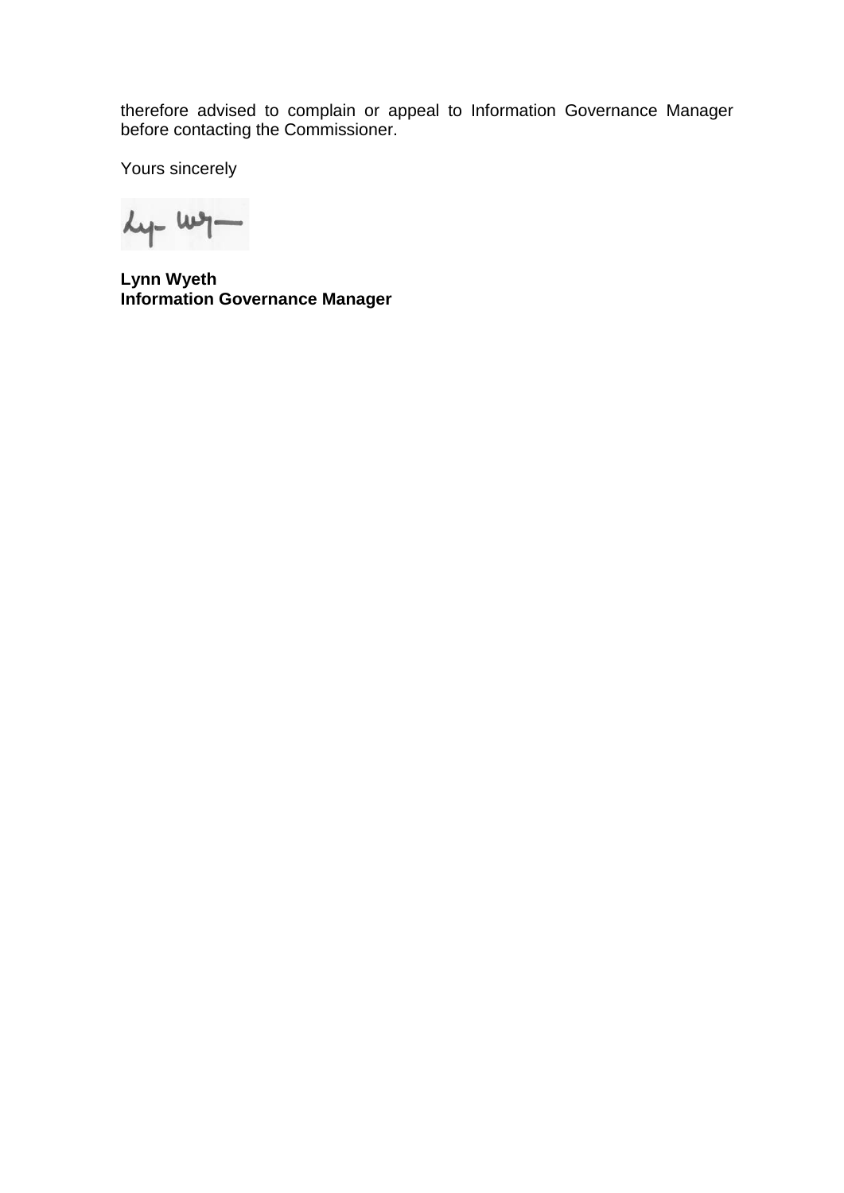therefore advised to complain or appeal to Information Governance Manager before contacting the Commissioner.

Yours sincerely

**Lynn Wyeth**
**Information Governance Manager**